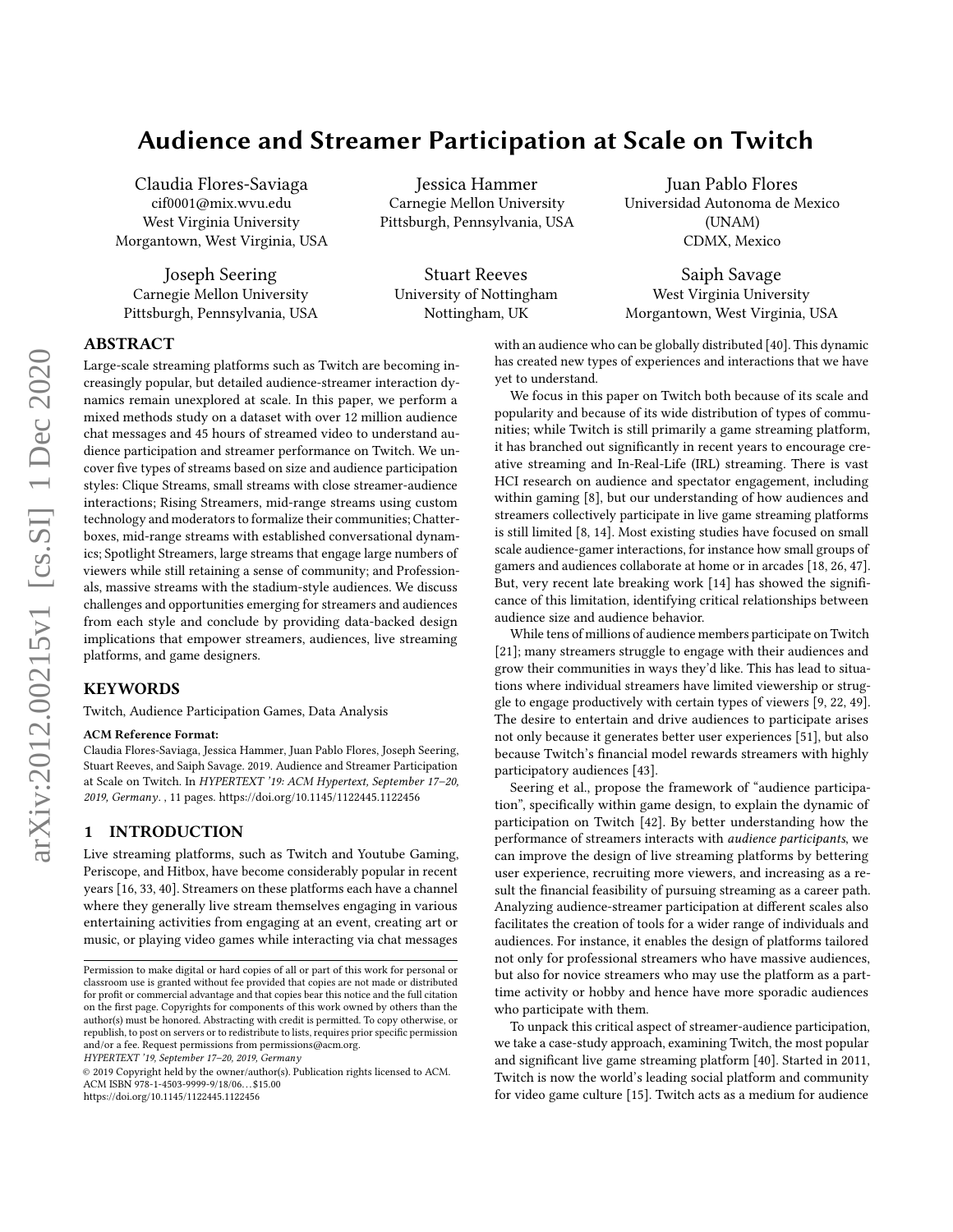# Audience and Streamer Participation at Scale on Twitch

Claudia Flores-Saviaga
cif0001@mix.wvu.edu
West Virginia University
Morgantown, West Virginia, USA

Jessica Hammer
Carnegie Mellon University
Pittsburgh, Pennsylvania, USA

Juan Pablo Flores
Universidad Autonoma de Mexico (UNAM)
CDMX, Mexico

Joseph Seering
Carnegie Mellon University
Pittsburgh, Pennsylvania, USA

Stuart Reeves
University of Nottingham
Nottingham, UK

Saiph Savage
West Virginia University
Morgantown, West Virginia, USA

## ABSTRACT

Large-scale streaming platforms such as Twitch are becoming increasingly popular, but detailed audience-streamer interaction dynamics remain unexplored at scale. In this paper, we perform a mixed methods study on a dataset with over 12 million audience chat messages and 45 hours of streamed video to understand audience participation and streamer performance on Twitch. We uncover five types of streams based on size and audience participation styles: Clique Streams, small streams with close streamer-audience interactions; Rising Streamers, mid-range streams using custom technology and moderators to formalize their communities; Chatterboxes, mid-range streams with established conversational dynamics; Spotlight Streamers, large streams that engage large numbers of viewers while still retaining a sense of community; and Professionals, massive streams with the stadium-style audiences. We discuss challenges and opportunities emerging for streamers and audiences from each style and conclude by providing data-backed design implications that empower streamers, audiences, live streaming platforms, and game designers.

## KEYWORDS

Twitch, Audience Participation Games, Data Analysis

**ACM Reference Format:**
Claudia Flores-Saviaga, Jessica Hammer, Juan Pablo Flores, Joseph Seering, Stuart Reeves, and Saiph Savage. 2019. Audience and Streamer Participation at Scale on Twitch. In *HYPERTEXT '19: ACM Hypertext, September 17–20, 2019, Germany.* , 11 pages. https://doi.org/10.1145/1122445.1122456

## 1 INTRODUCTION

Live streaming platforms, such as Twitch and Youtube Gaming, Periscope, and Hitbox, have become considerably popular in recent years [16, 33, 40]. Streamers on these platforms each have a channel where they generally live stream themselves engaging in various entertaining activities from engaging at an event, creating art or music, or playing video games while interacting via chat messages with an audience who can be globally distributed [40]. This dynamic has created new types of experiences and interactions that we have yet to understand.

We focus in this paper on Twitch both because of its scale and popularity and because of its wide distribution of types of communities; while Twitch is still primarily a game streaming platform, it has branched out significantly in recent years to encourage creative streaming and In-Real-Life (IRL) streaming. There is vast HCI research on audience and spectator engagement, including within gaming [8], but our understanding of how audiences and streamers collectively participate in live game streaming platforms is still limited [8, 14]. Most existing studies have focused on small scale audience-gamer interactions, for instance how small groups of gamers and audiences collaborate at home or in arcades [18, 26, 47]. But, very recent late breaking work [14] has showed the significance of this limitation, identifying critical relationships between audience size and audience behavior.

While tens of millions of audience members participate on Twitch [21]; many streamers struggle to engage with their audiences and grow their communities in ways they'd like. This has lead to situations where individual streamers have limited viewership or struggle to engage productively with certain types of viewers [9, 22, 49]. The desire to entertain and drive audiences to participate arises not only because it generates better user experiences [51], but also because Twitch's financial model rewards streamers with highly participatory audiences [43].

Seering et al., propose the framework of "audience participation", specifically within game design, to explain the dynamic of participation on Twitch [42]. By better understanding how the performance of streamers interacts with *audience participants*, we can improve the design of live streaming platforms by bettering user experience, recruiting more viewers, and increasing as a result the financial feasibility of pursuing streaming as a career path. Analyzing audience-streamer participation at different scales also facilitates the creation of tools for a wider range of individuals and audiences. For instance, it enables the design of platforms tailored not only for professional streamers who have massive audiences, but also for novice streamers who may use the platform as a part-time activity or hobby and hence have more sporadic audiences who participate with them.

To unpack this critical aspect of streamer-audience participation, we take a case-study approach, examining Twitch, the most popular and significant live game streaming platform [40]. Started in 2011, Twitch is now the world's leading social platform and community for video game culture [15]. Twitch acts as a medium for audience

Permission to make digital or hard copies of all or part of this work for personal or classroom use is granted without fee provided that copies are not made or distributed for profit or commercial advantage and that copies bear this notice and the full citation on the first page. Copyrights for components of this work owned by others than the author(s) must be honored. Abstracting with credit is permitted. To copy otherwise, or republish, to post on servers or to redistribute to lists, requires prior specific permission and/or a fee. Request permissions from permissions@acm.org.
*HYPERTEXT '19, September 17–20, 2019, Germany*
© 2019 Copyright held by the owner/author(s). Publication rights licensed to ACM.
ACM ISBN 978-1-4503-9999-9/18/06…$15.00
https://doi.org/10.1145/1122445.1122456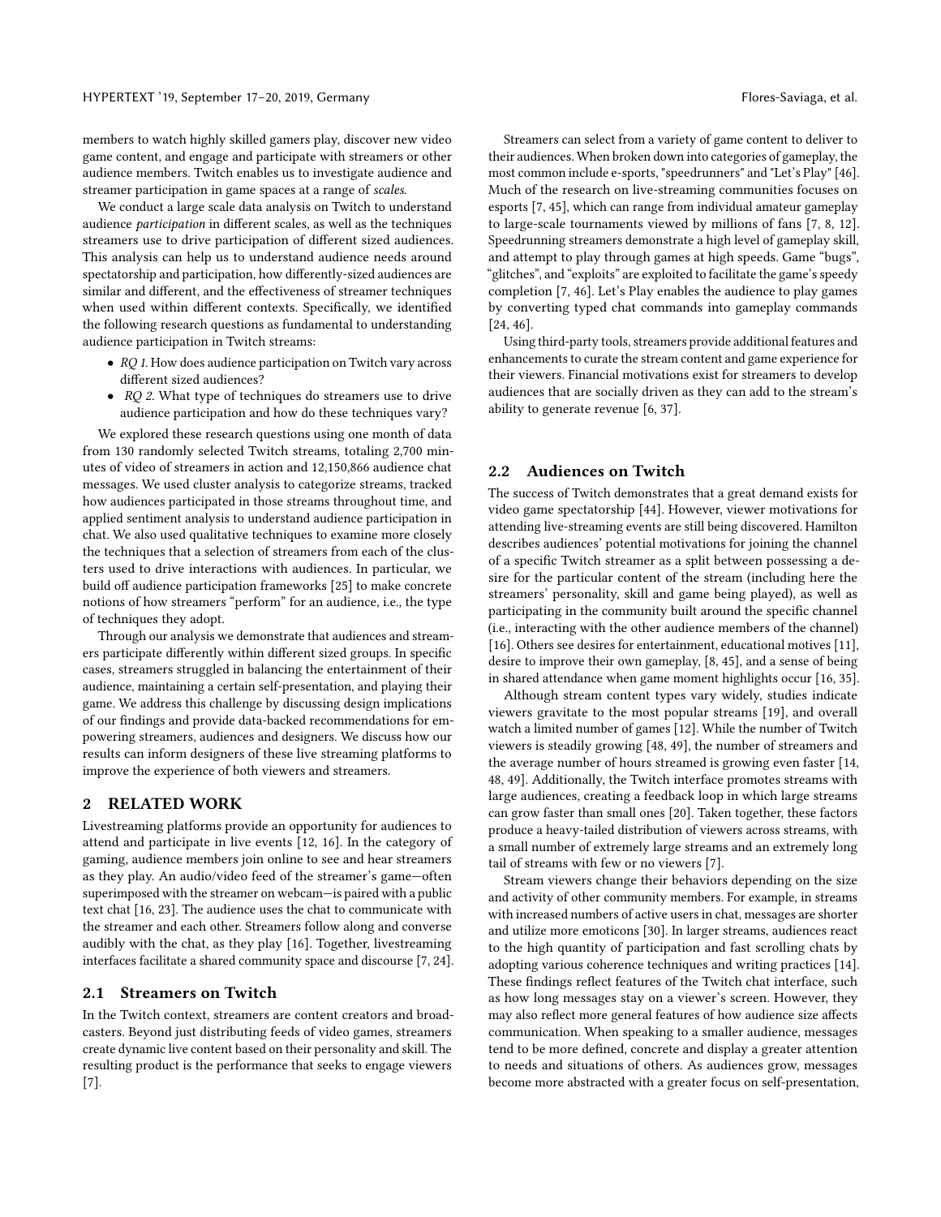members to watch highly skilled gamers play, discover new video game content, and engage and participate with streamers or other audience members. Twitch enables us to investigate audience and streamer participation in game spaces at a range of *scales*.

We conduct a large scale data analysis on Twitch to understand audience *participation* in different scales, as well as the techniques streamers use to drive participation of different sized audiences. This analysis can help us to understand audience needs around spectatorship and participation, how differently-sized audiences are similar and different, and the effectiveness of streamer techniques when used within different contexts. Specifically, we identified the following research questions as fundamental to understanding audience participation in Twitch streams:

- *RQ 1.* How does audience participation on Twitch vary across different sized audiences?
- *RQ 2.* What type of techniques do streamers use to drive audience participation and how do these techniques vary?

We explored these research questions using one month of data from 130 randomly selected Twitch streams, totaling 2,700 minutes of video of streamers in action and 12,150,866 audience chat messages. We used cluster analysis to categorize streams, tracked how audiences participated in those streams throughout time, and applied sentiment analysis to understand audience participation in chat. We also used qualitative techniques to examine more closely the techniques that a selection of streamers from each of the clusters used to drive interactions with audiences. In particular, we build off audience participation frameworks [25] to make concrete notions of how streamers "perform" for an audience, i.e., the type of techniques they adopt.

Through our analysis we demonstrate that audiences and streamers participate differently within different sized groups. In specific cases, streamers struggled in balancing the entertainment of their audience, maintaining a certain self-presentation, and playing their game. We address this challenge by discussing design implications of our findings and provide data-backed recommendations for empowering streamers, audiences and designers. We discuss how our results can inform designers of these live streaming platforms to improve the experience of both viewers and streamers.

## 2 RELATED WORK

Livestreaming platforms provide an opportunity for audiences to attend and participate in live events [12, 16]. In the category of gaming, audience members join online to see and hear streamers as they play. An audio/video feed of the streamer's game—often superimposed with the streamer on webcam—is paired with a public text chat [16, 23]. The audience uses the chat to communicate with the streamer and each other. Streamers follow along and converse audibly with the chat, as they play [16]. Together, livestreaming interfaces facilitate a shared community space and discourse [7, 24].

### 2.1 Streamers on Twitch

In the Twitch context, streamers are content creators and broadcasters. Beyond just distributing feeds of video games, streamers create dynamic live content based on their personality and skill. The resulting product is the performance that seeks to engage viewers [7].

Streamers can select from a variety of game content to deliver to their audiences. When broken down into categories of gameplay, the most common include e-sports, "speedrunners" and "Let's Play" [46]. Much of the research on live-streaming communities focuses on esports [7, 45], which can range from individual amateur gameplay to large-scale tournaments viewed by millions of fans [7, 8, 12]. Speedrunning streamers demonstrate a high level of gameplay skill, and attempt to play through games at high speeds. Game "bugs", "glitches", and "exploits" are exploited to facilitate the game's speedy completion [7, 46]. Let's Play enables the audience to play games by converting typed chat commands into gameplay commands [24, 46].

Using third-party tools, streamers provide additional features and enhancements to curate the stream content and game experience for their viewers. Financial motivations exist for streamers to develop audiences that are socially driven as they can add to the stream's ability to generate revenue [6, 37].

### 2.2 Audiences on Twitch

The success of Twitch demonstrates that a great demand exists for video game spectatorship [44]. However, viewer motivations for attending live-streaming events are still being discovered. Hamilton describes audiences' potential motivations for joining the channel of a specific Twitch streamer as a split between possessing a desire for the particular content of the stream (including here the streamers' personality, skill and game being played), as well as participating in the community built around the specific channel (i.e., interacting with the other audience members of the channel) [16]. Others see desires for entertainment, educational motives [11], desire to improve their own gameplay, [8, 45], and a sense of being in shared attendance when game moment highlights occur [16, 35].

Although stream content types vary widely, studies indicate viewers gravitate to the most popular streams [19], and overall watch a limited number of games [12]. While the number of Twitch viewers is steadily growing [48, 49], the number of streamers and the average number of hours streamed is growing even faster [14, 48, 49]. Additionally, the Twitch interface promotes streams with large audiences, creating a feedback loop in which large streams can grow faster than small ones [20]. Taken together, these factors produce a heavy-tailed distribution of viewers across streams, with a small number of extremely large streams and an extremely long tail of streams with few or no viewers [7].

Stream viewers change their behaviors depending on the size and activity of other community members. For example, in streams with increased numbers of active users in chat, messages are shorter and utilize more emoticons [30]. In larger streams, audiences react to the high quantity of participation and fast scrolling chats by adopting various coherence techniques and writing practices [14]. These findings reflect features of the Twitch chat interface, such as how long messages stay on a viewer's screen. However, they may also reflect more general features of how audience size affects communication. When speaking to a smaller audience, messages tend to be more defined, concrete and display a greater attention to needs and situations of others. As audiences grow, messages become more abstracted with a greater focus on self-presentation,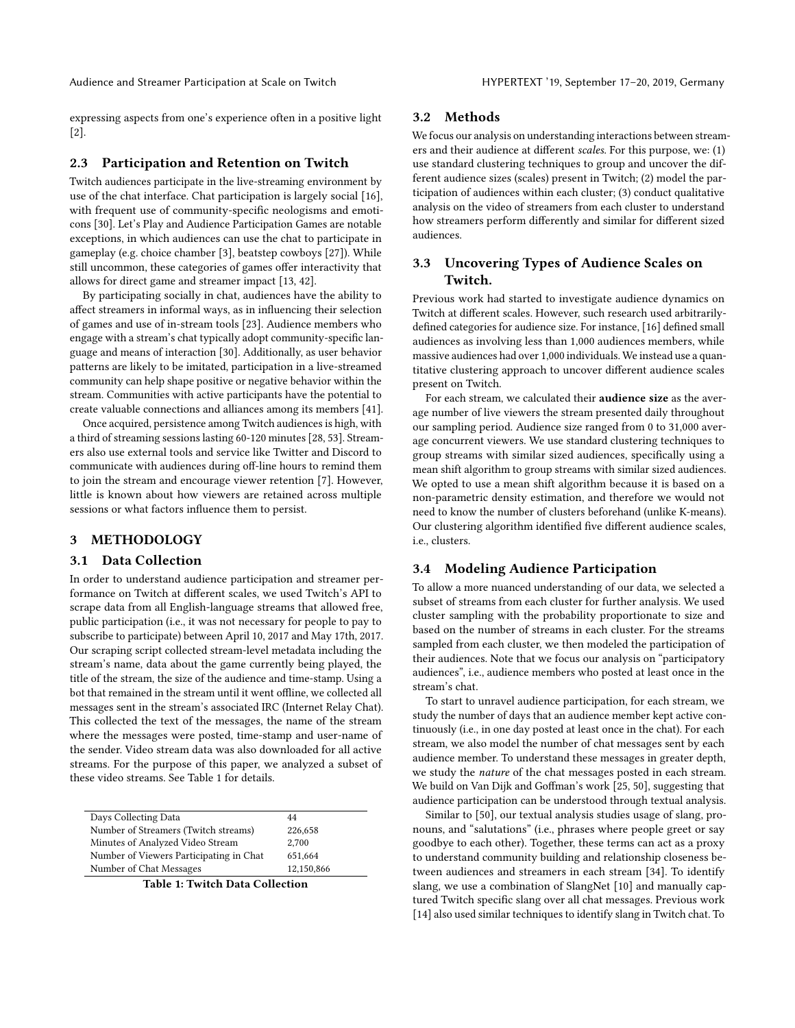expressing aspects from one's experience often in a positive light [2].

### 2.3 Participation and Retention on Twitch

Twitch audiences participate in the live-streaming environment by use of the chat interface. Chat participation is largely social [16], with frequent use of community-specific neologisms and emoticons [30]. Let's Play and Audience Participation Games are notable exceptions, in which audiences can use the chat to participate in gameplay (e.g. choice chamber [3], beatstep cowboys [27]). While still uncommon, these categories of games offer interactivity that allows for direct game and streamer impact [13, 42].

By participating socially in chat, audiences have the ability to affect streamers in informal ways, as in influencing their selection of games and use of in-stream tools [23]. Audience members who engage with a stream's chat typically adopt community-specific language and means of interaction [30]. Additionally, as user behavior patterns are likely to be imitated, participation in a live-streamed community can help shape positive or negative behavior within the stream. Communities with active participants have the potential to create valuable connections and alliances among its members [41].

Once acquired, persistence among Twitch audiences is high, with a third of streaming sessions lasting 60-120 minutes [28, 53]. Streamers also use external tools and service like Twitter and Discord to communicate with audiences during off-line hours to remind them to join the stream and encourage viewer retention [7]. However, little is known about how viewers are retained across multiple sessions or what factors influence them to persist.

## 3 METHODOLOGY

### 3.1 Data Collection

In order to understand audience participation and streamer performance on Twitch at different scales, we used Twitch's API to scrape data from all English-language streams that allowed free, public participation (i.e., it was not necessary for people to pay to subscribe to participate) between April 10, 2017 and May 17th, 2017. Our scraping script collected stream-level metadata including the stream's name, data about the game currently being played, the title of the stream, the size of the audience and time-stamp. Using a bot that remained in the stream until it went offline, we collected all messages sent in the stream's associated IRC (Internet Relay Chat). This collected the text of the messages, the name of the stream where the messages were posted, time-stamp and user-name of the sender. Video stream data was also downloaded for all active streams. For the purpose of this paper, we analyzed a subset of these video streams. See Table 1 for details.

| | |
|---|---|
| Days Collecting Data | 44 |
| Number of Streamers (Twitch streams) | 226,658 |
| Minutes of Analyzed Video Stream | 2,700 |
| Number of Viewers Participating in Chat | 651,664 |
| Number of Chat Messages | 12,150,866 |

**Table 1: Twitch Data Collection**

### 3.2 Methods

We focus our analysis on understanding interactions between streamers and their audience at different *scales*. For this purpose, we: (1) use standard clustering techniques to group and uncover the different audience sizes (scales) present in Twitch; (2) model the participation of audiences within each cluster; (3) conduct qualitative analysis on the video of streamers from each cluster to understand how streamers perform differently and similar for different sized audiences.

### 3.3 Uncovering Types of Audience Scales on Twitch.

Previous work had started to investigate audience dynamics on Twitch at different scales. However, such research used arbitrarily-defined categories for audience size. For instance, [16] defined small audiences as involving less than 1,000 audiences members, while massive audiences had over 1,000 individuals. We instead use a quantitative clustering approach to uncover different audience scales present on Twitch.

For each stream, we calculated their **audience size** as the average number of live viewers the stream presented daily throughout our sampling period. Audience size ranged from 0 to 31,000 average concurrent viewers. We use standard clustering techniques to group streams with similar sized audiences, specifically using a mean shift algorithm to group streams with similar sized audiences. We opted to use a mean shift algorithm because it is based on a non-parametric density estimation, and therefore we would not need to know the number of clusters beforehand (unlike K-means). Our clustering algorithm identified five different audience scales, i.e., clusters.

### 3.4 Modeling Audience Participation

To allow a more nuanced understanding of our data, we selected a subset of streams from each cluster for further analysis. We used cluster sampling with the probability proportionate to size and based on the number of streams in each cluster. For the streams sampled from each cluster, we then modeled the participation of their audiences. Note that we focus our analysis on "participatory audiences", i.e., audience members who posted at least once in the stream's chat.

To start to unravel audience participation, for each stream, we study the number of days that an audience member kept active continuously (i.e., in one day posted at least once in the chat). For each stream, we also model the number of chat messages sent by each audience member. To understand these messages in greater depth, we study the *nature* of the chat messages posted in each stream. We build on Van Dijk and Goffman's work [25, 50], suggesting that audience participation can be understood through textual analysis.

Similar to [50], our textual analysis studies usage of slang, pronouns, and "salutations" (i.e., phrases where people greet or say goodbye to each other). Together, these terms can act as a proxy to understand community building and relationship closeness between audiences and streamers in each stream [34]. To identify slang, we use a combination of SlangNet [10] and manually captured Twitch specific slang over all chat messages. Previous work [14] also used similar techniques to identify slang in Twitch chat. To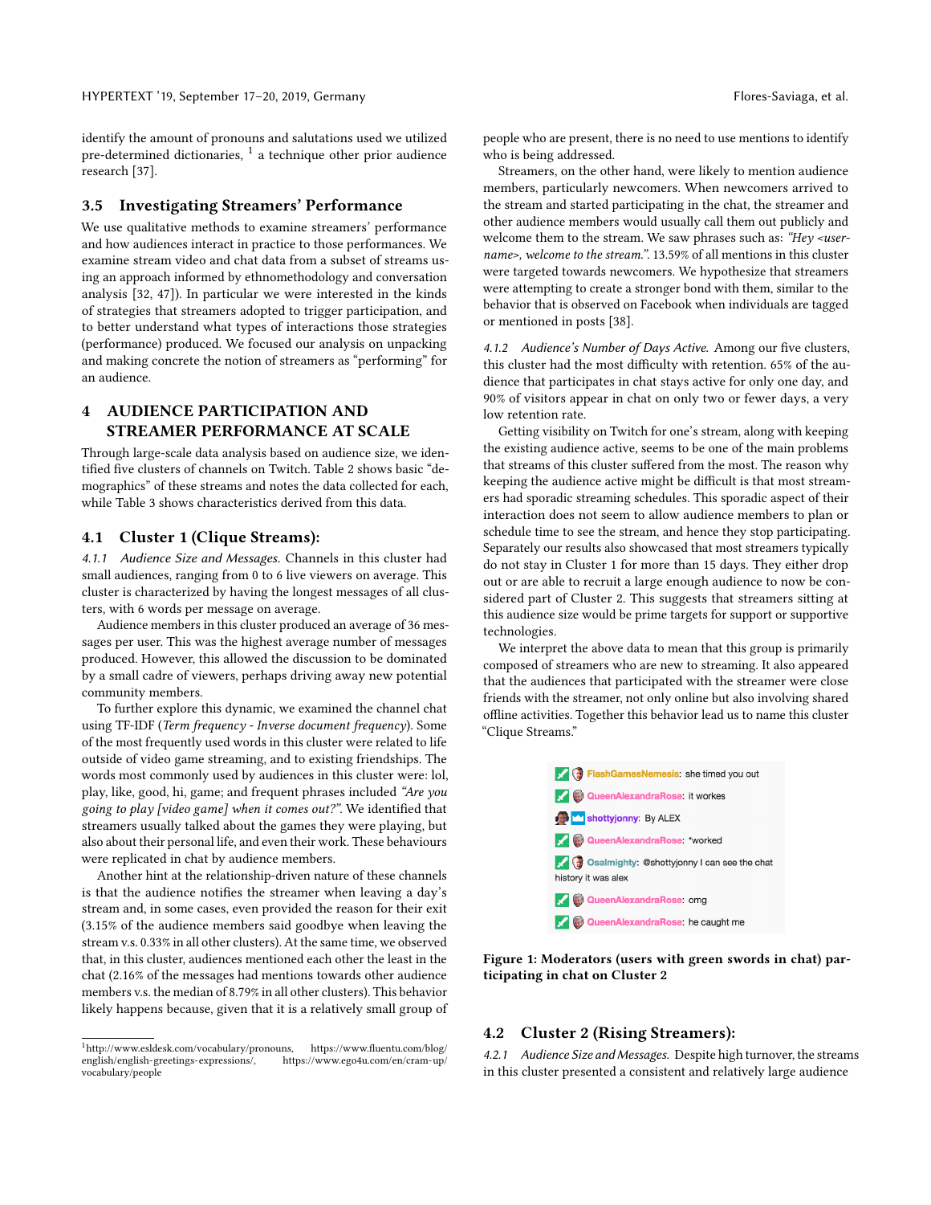identify the amount of pronouns and salutations used we utilized pre-determined dictionaries, [1] a technique other prior audience research [37].

### 3.5 Investigating Streamers' Performance

We use qualitative methods to examine streamers' performance and how audiences interact in practice to those performances. We examine stream video and chat data from a subset of streams using an approach informed by ethnomethodology and conversation analysis [32, 47]). In particular we were interested in the kinds of strategies that streamers adopted to trigger participation, and to better understand what types of interactions those strategies (performance) produced. We focused our analysis on unpacking and making concrete the notion of streamers as "performing" for an audience.

## 4 AUDIENCE PARTICIPATION AND STREAMER PERFORMANCE AT SCALE

Through large-scale data analysis based on audience size, we identified five clusters of channels on Twitch. Table 2 shows basic "demographics" of these streams and notes the data collected for each, while Table 3 shows characteristics derived from this data.

### 4.1 Cluster 1 (Clique Streams):

*4.1.1 Audience Size and Messages.* Channels in this cluster had small audiences, ranging from 0 to 6 live viewers on average. This cluster is characterized by having the longest messages of all clusters, with 6 words per message on average.

Audience members in this cluster produced an average of 36 messages per user. This was the highest average number of messages produced. However, this allowed the discussion to be dominated by a small cadre of viewers, perhaps driving away new potential community members.

To further explore this dynamic, we examined the channel chat using TF-IDF (*Term frequency - Inverse document frequency*). Some of the most frequently used words in this cluster were related to life outside of video game streaming, and to existing friendships. The words most commonly used by audiences in this cluster were: lol, play, like, good, hi, game; and frequent phrases included *"Are you going to play [video game] when it comes out?"*. We identified that streamers usually talked about the games they were playing, but also about their personal life, and even their work. These behaviours were replicated in chat by audience members.

Another hint at the relationship-driven nature of these channels is that the audience notifies the streamer when leaving a day's stream and, in some cases, even provided the reason for their exit (3.15% of the audience members said goodbye when leaving the stream v.s. 0.33% in all other clusters). At the same time, we observed that, in this cluster, audiences mentioned each other the least in the chat (2.16% of the messages had mentions towards other audience members v.s. the median of 8.79% in all other clusters). This behavior likely happens because, given that it is a relatively small group of people who are present, there is no need to use mentions to identify who is being addressed.

Streamers, on the other hand, were likely to mention audience members, particularly newcomers. When newcomers arrived to the stream and started participating in the chat, the streamer and other audience members would usually call them out publicly and welcome them to the stream. We saw phrases such as: *"Hey <username>, welcome to the stream."*. 13.59% of all mentions in this cluster were targeted towards newcomers. We hypothesize that streamers were attempting to create a stronger bond with them, similar to the behavior that is observed on Facebook when individuals are tagged or mentioned in posts [38].

*4.1.2 Audience's Number of Days Active.* Among our five clusters, this cluster had the most difficulty with retention. 65% of the audience that participates in chat stays active for only one day, and 90% of visitors appear in chat on only two or fewer days, a very low retention rate.

Getting visibility on Twitch for one's stream, along with keeping the existing audience active, seems to be one of the main problems that streams of this cluster suffered from the most. The reason why keeping the audience active might be difficult is that most streamers had sporadic streaming schedules. This sporadic aspect of their interaction does not seem to allow audience members to plan or schedule time to see the stream, and hence they stop participating. Separately our results also showcased that most streamers typically do not stay in Cluster 1 for more than 15 days. They either drop out or are able to recruit a large enough audience to now be considered part of Cluster 2. This suggests that streamers sitting at this audience size would be prime targets for support or supportive technologies.

We interpret the above data to mean that this group is primarily composed of streamers who are new to streaming. It also appeared that the audiences that participated with the streamer were close friends with the streamer, not only online but also involving shared offline activities. Together this behavior lead us to name this cluster "Clique Streams."

FlashGamesNemesis: she timed you out
QueenAlexandraRose: it workes
shottyjonny: By ALEX
QueenAlexandraRose: *worked
Osalmighty: @shottyjonny I can see the chat history it was alex
QueenAlexandraRose: omg
QueenAlexandraRose: he caught me

**Figure 1: Moderators (users with green swords in chat) participating in chat on Cluster 2**

### 4.2 Cluster 2 (Rising Streamers):

*4.2.1 Audience Size and Messages.* Despite high turnover, the streams in this cluster presented a consistent and relatively large audience

[1] http://www.esldesk.com/vocabulary/pronouns, https://www.fluentu.com/blog/english/english-greetings-expressions/, https://www.ego4u.com/en/cram-up/vocabulary/people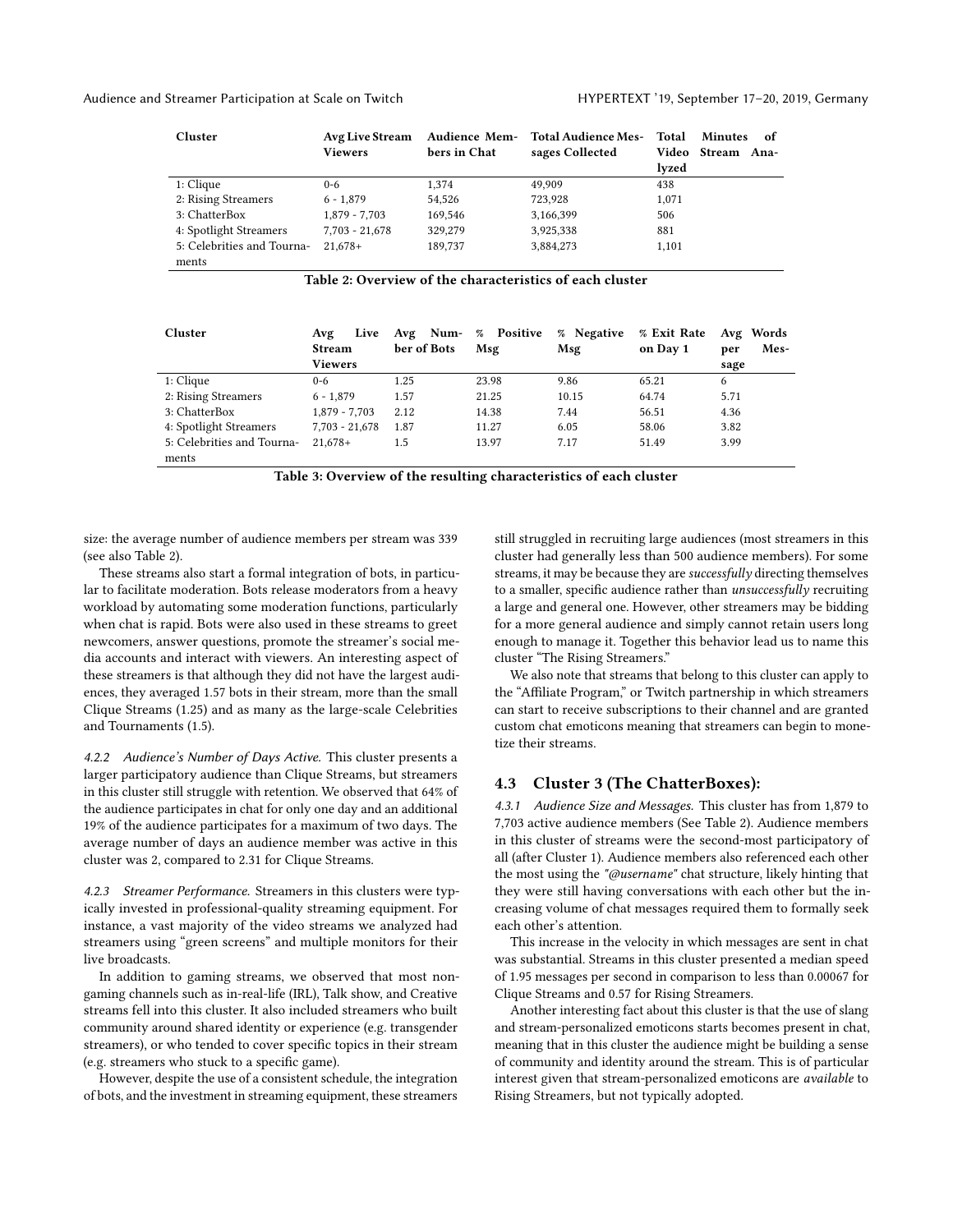| Cluster | Avg Live Stream Viewers | Audience Members in Chat | Total Audience Messages Collected | Total Minutes of Video Stream Analyzed |
|---|---|---|---|---|
| 1: Clique | 0-6 | 1,374 | 49,909 | 438 |
| 2: Rising Streamers | 6 - 1,879 | 54,526 | 723,928 | 1,071 |
| 3: ChatterBox | 1,879 - 7,703 | 169,546 | 3,166,399 | 506 |
| 4: Spotlight Streamers | 7,703 - 21,678 | 329,279 | 3,925,338 | 881 |
| 5: Celebrities and Tournaments | 21,678+ | 189,737 | 3,884,273 | 1,101 |

**Table 2: Overview of the characteristics of each cluster**

| Cluster | Avg Live Stream Viewers | Avg Number of Bots | % Positive Msg | % Negative Msg | % Exit Rate on Day 1 | Avg Words per Message |
|---|---|---|---|---|---|---|
| 1: Clique | 0-6 | 1.25 | 23.98 | 9.86 | 65.21 | 6 |
| 2: Rising Streamers | 6 - 1,879 | 1.57 | 21.25 | 10.15 | 64.74 | 5.71 |
| 3: ChatterBox | 1,879 - 7,703 | 2.12 | 14.38 | 7.44 | 56.51 | 4.36 |
| 4: Spotlight Streamers | 7,703 - 21,678 | 1.87 | 11.27 | 6.05 | 58.06 | 3.82 |
| 5: Celebrities and Tournaments | 21,678+ | 1.5 | 13.97 | 7.17 | 51.49 | 3.99 |

**Table 3: Overview of the resulting characteristics of each cluster**

size: the average number of audience members per stream was 339 (see also Table 2).

These streams also start a formal integration of bots, in particular to facilitate moderation. Bots release moderators from a heavy workload by automating some moderation functions, particularly when chat is rapid. Bots were also used in these streams to greet newcomers, answer questions, promote the streamer's social media accounts and interact with viewers. An interesting aspect of these streamers is that although they did not have the largest audiences, they averaged 1.57 bots in their stream, more than the small Clique Streams (1.25) and as many as the large-scale Celebrities and Tournaments (1.5).

*4.2.2 Audience's Number of Days Active.* This cluster presents a larger participatory audience than Clique Streams, but streamers in this cluster still struggle with retention. We observed that 64% of the audience participates in chat for only one day and an additional 19% of the audience participates for a maximum of two days. The average number of days an audience member was active in this cluster was 2, compared to 2.31 for Clique Streams.

*4.2.3 Streamer Performance.* Streamers in this clusters were typically invested in professional-quality streaming equipment. For instance, a vast majority of the video streams we analyzed had streamers using "green screens" and multiple monitors for their live broadcasts.

In addition to gaming streams, we observed that most non-gaming channels such as in-real-life (IRL), Talk show, and Creative streams fell into this cluster. It also included streamers who built community around shared identity or experience (e.g. transgender streamers), or who tended to cover specific topics in their stream (e.g. streamers who stuck to a specific game).

However, despite the use of a consistent schedule, the integration of bots, and the investment in streaming equipment, these streamers still struggled in recruiting large audiences (most streamers in this cluster had generally less than 500 audience members). For some streams, it may be because they are *successfully* directing themselves to a smaller, specific audience rather than *unsuccessfully* recruiting a large and general one. However, other streamers may be bidding for a more general audience and simply cannot retain users long enough to manage it. Together this behavior lead us to name this cluster "The Rising Streamers."

We also note that streams that belong to this cluster can apply to the "Affiliate Program," or Twitch partnership in which streamers can start to receive subscriptions to their channel and are granted custom chat emoticons meaning that streamers can begin to monetize their streams.

## 4.3 Cluster 3 (The ChatterBoxes):

*4.3.1 Audience Size and Messages.* This cluster has from 1,879 to 7,703 active audience members (See Table 2). Audience members in this cluster of streams were the second-most participatory of all (after Cluster 1). Audience members also referenced each other the most using the *"@username"* chat structure, likely hinting that they were still having conversations with each other but the increasing volume of chat messages required them to formally seek each other's attention.

This increase in the velocity in which messages are sent in chat was substantial. Streams in this cluster presented a median speed of 1.95 messages per second in comparison to less than 0.00067 for Clique Streams and 0.57 for Rising Streamers.

Another interesting fact about this cluster is that the use of slang and stream-personalized emoticons starts becomes present in chat, meaning that in this cluster the audience might be building a sense of community and identity around the stream. This is of particular interest given that stream-personalized emoticons are *available* to Rising Streamers, but not typically adopted.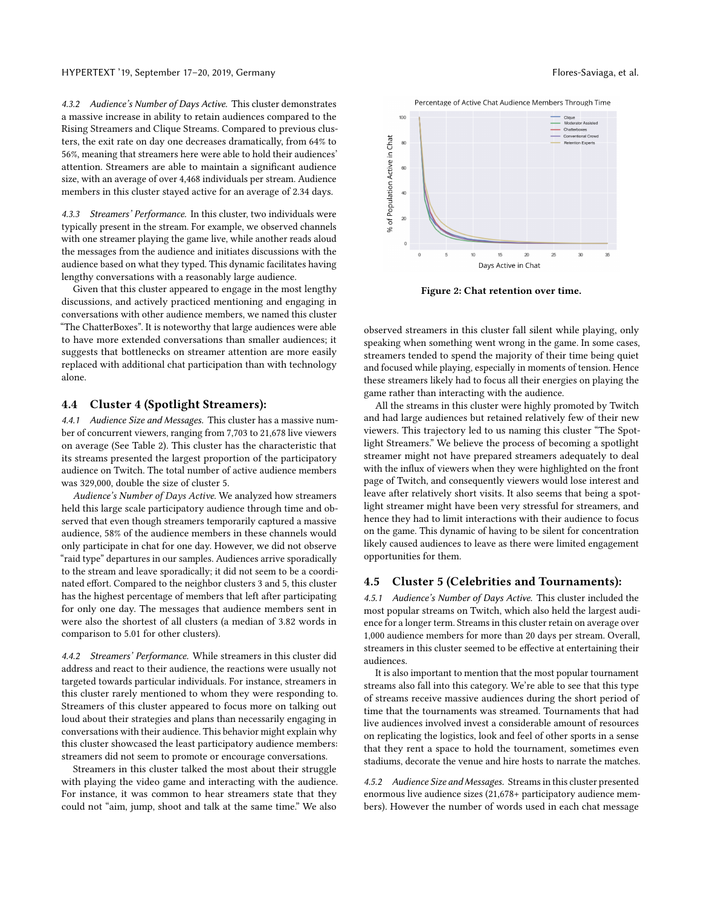*4.3.2 Audience's Number of Days Active.* This cluster demonstrates a massive increase in ability to retain audiences compared to the Rising Streamers and Clique Streams. Compared to previous clusters, the exit rate on day one decreases dramatically, from 64% to 56%, meaning that streamers here were able to hold their audiences' attention. Streamers are able to maintain a significant audience size, with an average of over 4,468 individuals per stream. Audience members in this cluster stayed active for an average of 2.34 days.

*4.3.3 Streamers' Performance.* In this cluster, two individuals were typically present in the stream. For example, we observed channels with one streamer playing the game live, while another reads aloud the messages from the audience and initiates discussions with the audience based on what they typed. This dynamic facilitates having lengthy conversations with a reasonably large audience.

Given that this cluster appeared to engage in the most lengthy discussions, and actively practiced mentioning and engaging in conversations with other audience members, we named this cluster "The ChatterBoxes". It is noteworthy that large audiences were able to have more extended conversations than smaller audiences; it suggests that bottlenecks on streamer attention are more easily replaced with additional chat participation than with technology alone.

## 4.4 Cluster 4 (Spotlight Streamers):

*4.4.1 Audience Size and Messages.* This cluster has a massive number of concurrent viewers, ranging from 7,703 to 21,678 live viewers on average (See Table 2). This cluster has the characteristic that its streams presented the largest proportion of the participatory audience on Twitch. The total number of active audience members was 329,000, double the size of cluster 5.

*Audience's Number of Days Active.* We analyzed how streamers held this large scale participatory audience through time and observed that even though streamers temporarily captured a massive audience, 58% of the audience members in these channels would only participate in chat for one day. However, we did not observe "raid type" departures in our samples. Audiences arrive sporadically to the stream and leave sporadically; it did not seem to be a coordinated effort. Compared to the neighbor clusters 3 and 5, this cluster has the highest percentage of members that left after participating for only one day. The messages that audience members sent in were also the shortest of all clusters (a median of 3.82 words in comparison to 5.01 for other clusters).

*4.4.2 Streamers' Performance.* While streamers in this cluster did address and react to their audience, the reactions were usually not targeted towards particular individuals. For instance, streamers in this cluster rarely mentioned to whom they were responding to. Streamers of this cluster appeared to focus more on talking out loud about their strategies and plans than necessarily engaging in conversations with their audience. This behavior might explain why this cluster showcased the least participatory audience members: streamers did not seem to promote or encourage conversations.

Streamers in this cluster talked the most about their struggle with playing the video game and interacting with the audience. For instance, it was common to hear streamers state that they could not "aim, jump, shoot and talk at the same time." We also observed streamers in this cluster fall silent while playing, only speaking when something went wrong in the game. In some cases, streamers tended to spend the majority of their time being quiet and focused while playing, especially in moments of tension. Hence these streamers likely had to focus all their energies on playing the game rather than interacting with the audience.

All the streams in this cluster were highly promoted by Twitch and had large audiences but retained relatively few of their new viewers. This trajectory led to us naming this cluster "The Spotlight Streamers." We believe the process of becoming a spotlight streamer might not have prepared streamers adequately to deal with the influx of viewers when they were highlighted on the front page of Twitch, and consequently viewers would lose interest and leave after relatively short visits. It also seems that being a spotlight streamer might have been very stressful for streamers, and hence they had to limit interactions with their audience to focus on the game. This dynamic of having to be silent for concentration likely caused audiences to leave as there were limited engagement opportunities for them.

**Figure 2: Chat retention over time.**

## 4.5 Cluster 5 (Celebrities and Tournaments):

*4.5.1 Audience's Number of Days Active.* This cluster included the most popular streams on Twitch, which also held the largest audience for a longer term. Streams in this cluster retain on average over 1,000 audience members for more than 20 days per stream. Overall, streamers in this cluster seemed to be effective at entertaining their audiences.

It is also important to mention that the most popular tournament streams also fall into this category. We're able to see that this type of streams receive massive audiences during the short period of time that the tournaments was streamed. Tournaments that had live audiences involved invest a considerable amount of resources on replicating the logistics, look and feel of other sports in a sense that they rent a space to hold the tournament, sometimes even stadiums, decorate the venue and hire hosts to narrate the matches.

*4.5.2 Audience Size and Messages.* Streams in this cluster presented enormous live audience sizes (21,678+ participatory audience members). However the number of words used in each chat message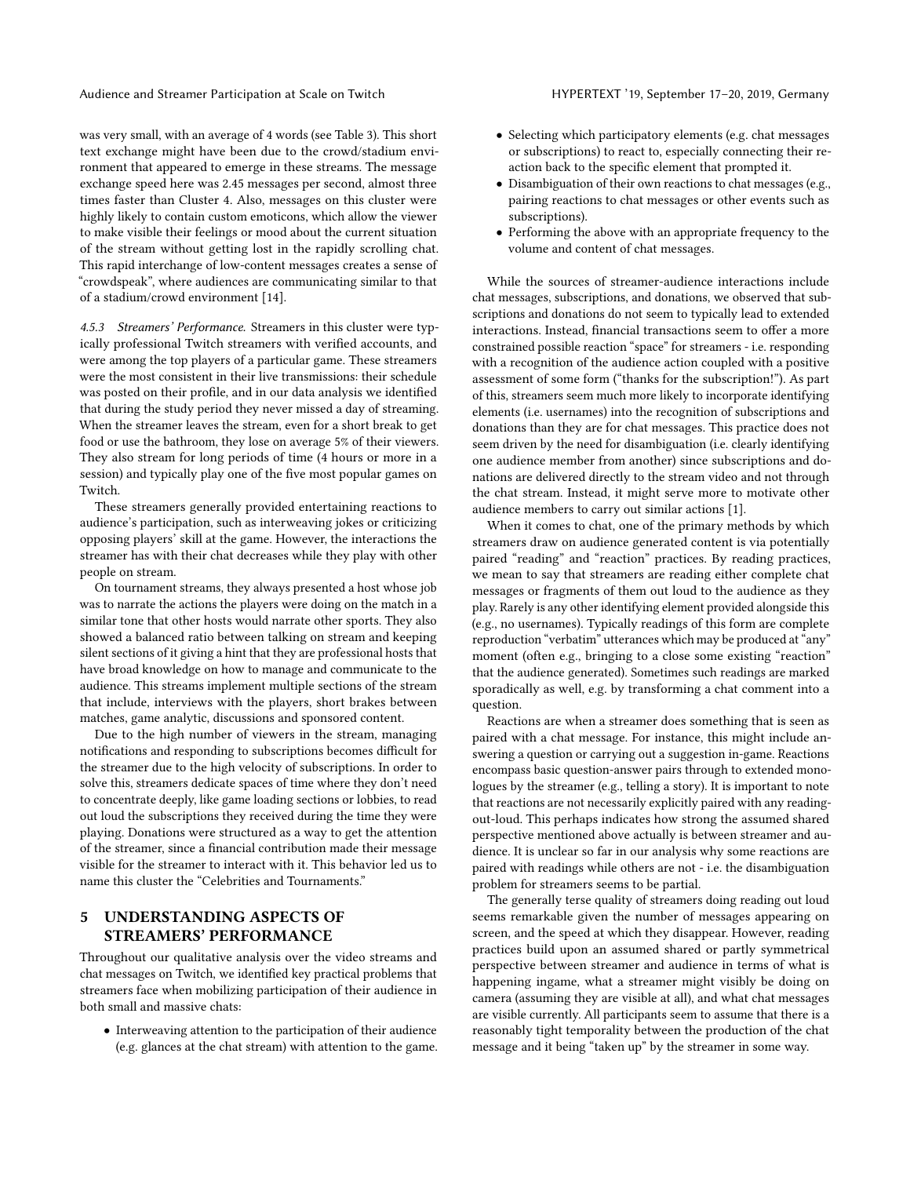was very small, with an average of 4 words (see Table 3). This short text exchange might have been due to the crowd/stadium environment that appeared to emerge in these streams. The message exchange speed here was 2.45 messages per second, almost three times faster than Cluster 4. Also, messages on this cluster were highly likely to contain custom emoticons, which allow the viewer to make visible their feelings or mood about the current situation of the stream without getting lost in the rapidly scrolling chat. This rapid interchange of low-content messages creates a sense of "crowdspeak", where audiences are communicating similar to that of a stadium/crowd environment [14].

*4.5.3 Streamers' Performance.* Streamers in this cluster were typically professional Twitch streamers with verified accounts, and were among the top players of a particular game. These streamers were the most consistent in their live transmissions: their schedule was posted on their profile, and in our data analysis we identified that during the study period they never missed a day of streaming. When the streamer leaves the stream, even for a short break to get food or use the bathroom, they lose on average 5% of their viewers. They also stream for long periods of time (4 hours or more in a session) and typically play one of the five most popular games on Twitch.

These streamers generally provided entertaining reactions to audience's participation, such as interweaving jokes or criticizing opposing players' skill at the game. However, the interactions the streamer has with their chat decreases while they play with other people on stream.

On tournament streams, they always presented a host whose job was to narrate the actions the players were doing on the match in a similar tone that other hosts would narrate other sports. They also showed a balanced ratio between talking on stream and keeping silent sections of it giving a hint that they are professional hosts that have broad knowledge on how to manage and communicate to the audience. This streams implement multiple sections of the stream that include, interviews with the players, short brakes between matches, game analytic, discussions and sponsored content.

Due to the high number of viewers in the stream, managing notifications and responding to subscriptions becomes difficult for the streamer due to the high velocity of subscriptions. In order to solve this, streamers dedicate spaces of time where they don't need to concentrate deeply, like game loading sections or lobbies, to read out loud the subscriptions they received during the time they were playing. Donations were structured as a way to get the attention of the streamer, since a financial contribution made their message visible for the streamer to interact with it. This behavior led us to name this cluster the "Celebrities and Tournaments."

# 5 UNDERSTANDING ASPECTS OF STREAMERS' PERFORMANCE

Throughout our qualitative analysis over the video streams and chat messages on Twitch, we identified key practical problems that streamers face when mobilizing participation of their audience in both small and massive chats:

- Interweaving attention to the participation of their audience (e.g. glances at the chat stream) with attention to the game.
- Selecting which participatory elements (e.g. chat messages or subscriptions) to react to, especially connecting their reaction back to the specific element that prompted it.
- Disambiguation of their own reactions to chat messages (e.g., pairing reactions to chat messages or other events such as subscriptions).
- Performing the above with an appropriate frequency to the volume and content of chat messages.

While the sources of streamer-audience interactions include chat messages, subscriptions, and donations, we observed that subscriptions and donations do not seem to typically lead to extended interactions. Instead, financial transactions seem to offer a more constrained possible reaction "space" for streamers - i.e. responding with a recognition of the audience action coupled with a positive assessment of some form ("thanks for the subscription!"). As part of this, streamers seem much more likely to incorporate identifying elements (i.e. usernames) into the recognition of subscriptions and donations than they are for chat messages. This practice does not seem driven by the need for disambiguation (i.e. clearly identifying one audience member from another) since subscriptions and donations are delivered directly to the stream video and not through the chat stream. Instead, it might serve more to motivate other audience members to carry out similar actions [1].

When it comes to chat, one of the primary methods by which streamers draw on audience generated content is via potentially paired "reading" and "reaction" practices. By reading practices, we mean to say that streamers are reading either complete chat messages or fragments of them out loud to the audience as they play. Rarely is any other identifying element provided alongside this (e.g., no usernames). Typically readings of this form are complete reproduction "verbatim" utterances which may be produced at "any" moment (often e.g., bringing to a close some existing "reaction" that the audience generated). Sometimes such readings are marked sporadically as well, e.g. by transforming a chat comment into a question.

Reactions are when a streamer does something that is seen as paired with a chat message. For instance, this might include answering a question or carrying out a suggestion in-game. Reactions encompass basic question-answer pairs through to extended monologues by the streamer (e.g., telling a story). It is important to note that reactions are not necessarily explicitly paired with any reading-out-loud. This perhaps indicates how strong the assumed shared perspective mentioned above actually is between streamer and audience. It is unclear so far in our analysis why some reactions are paired with readings while others are not - i.e. the disambiguation problem for streamers seems to be partial.

The generally terse quality of streamers doing reading out loud seems remarkable given the number of messages appearing on screen, and the speed at which they disappear. However, reading practices build upon an assumed shared or partly symmetrical perspective between streamer and audience in terms of what is happening ingame, what a streamer might visibly be doing on camera (assuming they are visible at all), and what chat messages are visible currently. All participants seem to assume that there is a reasonably tight temporality between the production of the chat message and it being "taken up" by the streamer in some way.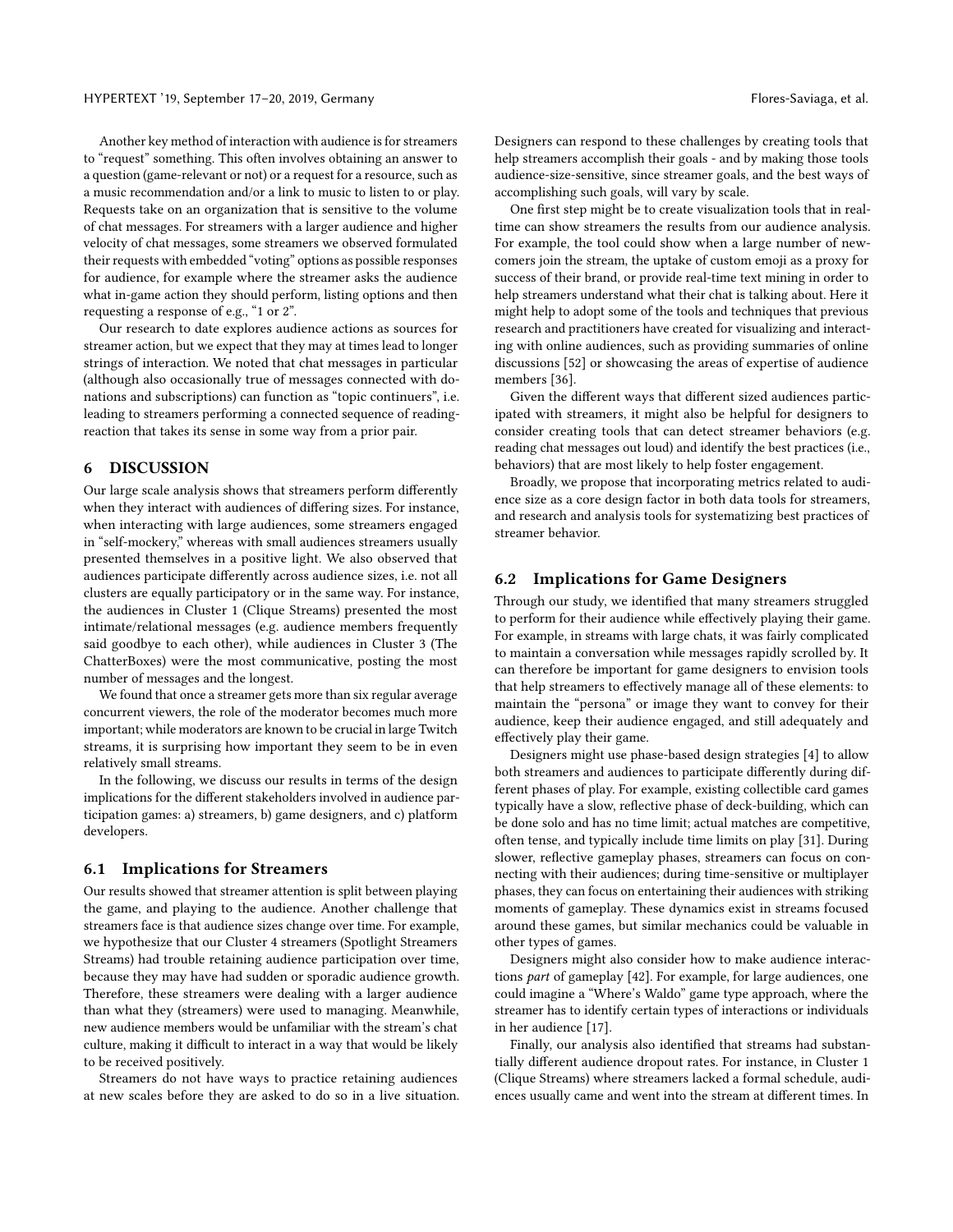Another key method of interaction with audience is for streamers to "request" something. This often involves obtaining an answer to a question (game-relevant or not) or a request for a resource, such as a music recommendation and/or a link to music to listen to or play. Requests take on an organization that is sensitive to the volume of chat messages. For streamers with a larger audience and higher velocity of chat messages, some streamers we observed formulated their requests with embedded "voting" options as possible responses for audience, for example where the streamer asks the audience what in-game action they should perform, listing options and then requesting a response of e.g., "1 or 2".

Our research to date explores audience actions as sources for streamer action, but we expect that they may at times lead to longer strings of interaction. We noted that chat messages in particular (although also occasionally true of messages connected with donations and subscriptions) can function as "topic continuers", i.e. leading to streamers performing a connected sequence of reading-reaction that takes its sense in some way from a prior pair.

## 6 DISCUSSION

Our large scale analysis shows that streamers perform differently when they interact with audiences of differing sizes. For instance, when interacting with large audiences, some streamers engaged in "self-mockery," whereas with small audiences streamers usually presented themselves in a positive light. We also observed that audiences participate differently across audience sizes, i.e. not all clusters are equally participatory or in the same way. For instance, the audiences in Cluster 1 (Clique Streams) presented the most intimate/relational messages (e.g. audience members frequently said goodbye to each other), while audiences in Cluster 3 (The ChatterBoxes) were the most communicative, posting the most number of messages and the longest.

We found that once a streamer gets more than six regular average concurrent viewers, the role of the moderator becomes much more important; while moderators are known to be crucial in large Twitch streams, it is surprising how important they seem to be in even relatively small streams.

In the following, we discuss our results in terms of the design implications for the different stakeholders involved in audience participation games: a) streamers, b) game designers, and c) platform developers.

### 6.1 Implications for Streamers

Our results showed that streamer attention is split between playing the game, and playing to the audience. Another challenge that streamers face is that audience sizes change over time. For example, we hypothesize that our Cluster 4 streamers (Spotlight Streamers Streams) had trouble retaining audience participation over time, because they may have had sudden or sporadic audience growth. Therefore, these streamers were dealing with a larger audience than what they (streamers) were used to managing. Meanwhile, new audience members would be unfamiliar with the stream's chat culture, making it difficult to interact in a way that would be likely to be received positively.

Streamers do not have ways to practice retaining audiences at new scales before they are asked to do so in a live situation. Designers can respond to these challenges by creating tools that help streamers accomplish their goals - and by making those tools audience-size-sensitive, since streamer goals, and the best ways of accomplishing such goals, will vary by scale.

One first step might be to create visualization tools that in real-time can show streamers the results from our audience analysis. For example, the tool could show when a large number of newcomers join the stream, the uptake of custom emoji as a proxy for success of their brand, or provide real-time text mining in order to help streamers understand what their chat is talking about. Here it might help to adopt some of the tools and techniques that previous research and practitioners have created for visualizing and interacting with online audiences, such as providing summaries of online discussions [52] or showcasing the areas of expertise of audience members [36].

Given the different ways that different sized audiences participated with streamers, it might also be helpful for designers to consider creating tools that can detect streamer behaviors (e.g. reading chat messages out loud) and identify the best practices (i.e., behaviors) that are most likely to help foster engagement.

Broadly, we propose that incorporating metrics related to audience size as a core design factor in both data tools for streamers, and research and analysis tools for systematizing best practices of streamer behavior.

### 6.2 Implications for Game Designers

Through our study, we identified that many streamers struggled to perform for their audience while effectively playing their game. For example, in streams with large chats, it was fairly complicated to maintain a conversation while messages rapidly scrolled by. It can therefore be important for game designers to envision tools that help streamers to effectively manage all of these elements: to maintain the "persona" or image they want to convey for their audience, keep their audience engaged, and still adequately and effectively play their game.

Designers might use phase-based design strategies [4] to allow both streamers and audiences to participate differently during different phases of play. For example, existing collectible card games typically have a slow, reflective phase of deck-building, which can be done solo and has no time limit; actual matches are competitive, often tense, and typically include time limits on play [31]. During slower, reflective gameplay phases, streamers can focus on connecting with their audiences; during time-sensitive or multiplayer phases, they can focus on entertaining their audiences with striking moments of gameplay. These dynamics exist in streams focused around these games, but similar mechanics could be valuable in other types of games.

Designers might also consider how to make audience interactions *part* of gameplay [42]. For example, for large audiences, one could imagine a "Where's Waldo" game type approach, where the streamer has to identify certain types of interactions or individuals in her audience [17].

Finally, our analysis also identified that streams had substantially different audience dropout rates. For instance, in Cluster 1 (Clique Streams) where streamers lacked a formal schedule, audiences usually came and went into the stream at different times. In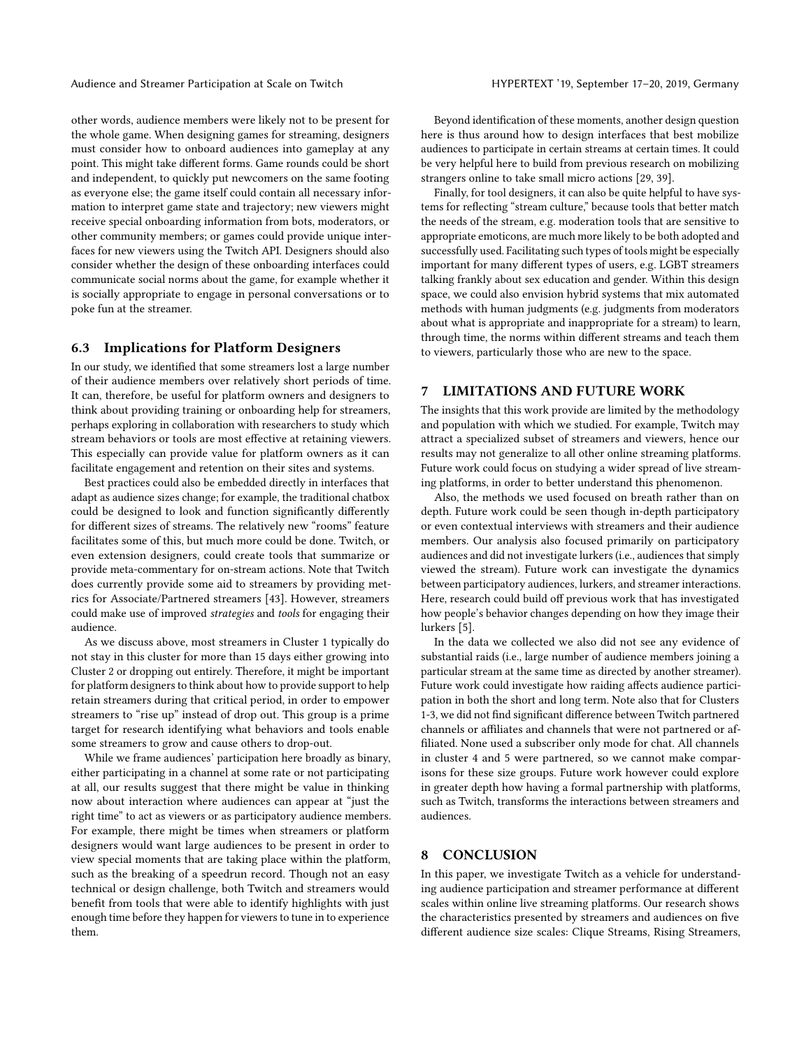other words, audience members were likely not to be present for the whole game. When designing games for streaming, designers must consider how to onboard audiences into gameplay at any point. This might take different forms. Game rounds could be short and independent, to quickly put newcomers on the same footing as everyone else; the game itself could contain all necessary information to interpret game state and trajectory; new viewers might receive special onboarding information from bots, moderators, or other community members; or games could provide unique interfaces for new viewers using the Twitch API. Designers should also consider whether the design of these onboarding interfaces could communicate social norms about the game, for example whether it is socially appropriate to engage in personal conversations or to poke fun at the streamer.

### 6.3 Implications for Platform Designers

In our study, we identified that some streamers lost a large number of their audience members over relatively short periods of time. It can, therefore, be useful for platform owners and designers to think about providing training or onboarding help for streamers, perhaps exploring in collaboration with researchers to study which stream behaviors or tools are most effective at retaining viewers. This especially can provide value for platform owners as it can facilitate engagement and retention on their sites and systems.

Best practices could also be embedded directly in interfaces that adapt as audience sizes change; for example, the traditional chatbox could be designed to look and function significantly differently for different sizes of streams. The relatively new "rooms" feature facilitates some of this, but much more could be done. Twitch, or even extension designers, could create tools that summarize or provide meta-commentary for on-stream actions. Note that Twitch does currently provide some aid to streamers by providing metrics for Associate/Partnered streamers [43]. However, streamers could make use of improved *strategies* and *tools* for engaging their audience.

As we discuss above, most streamers in Cluster 1 typically do not stay in this cluster for more than 15 days either growing into Cluster 2 or dropping out entirely. Therefore, it might be important for platform designers to think about how to provide support to help retain streamers during that critical period, in order to empower streamers to "rise up" instead of drop out. This group is a prime target for research identifying what behaviors and tools enable some streamers to grow and cause others to drop-out.

While we frame audiences' participation here broadly as binary, either participating in a channel at some rate or not participating at all, our results suggest that there might be value in thinking now about interaction where audiences can appear at "just the right time" to act as viewers or as participatory audience members. For example, there might be times when streamers or platform designers would want large audiences to be present in order to view special moments that are taking place within the platform, such as the breaking of a speedrun record. Though not an easy technical or design challenge, both Twitch and streamers would benefit from tools that were able to identify highlights with just enough time before they happen for viewers to tune in to experience them.

Beyond identification of these moments, another design question here is thus around how to design interfaces that best mobilize audiences to participate in certain streams at certain times. It could be very helpful here to build from previous research on mobilizing strangers online to take small micro actions [29, 39].

Finally, for tool designers, it can also be quite helpful to have systems for reflecting "stream culture," because tools that better match the needs of the stream, e.g. moderation tools that are sensitive to appropriate emoticons, are much more likely to be both adopted and successfully used. Facilitating such types of tools might be especially important for many different types of users, e.g. LGBT streamers talking frankly about sex education and gender. Within this design space, we could also envision hybrid systems that mix automated methods with human judgments (e.g. judgments from moderators about what is appropriate and inappropriate for a stream) to learn, through time, the norms within different streams and teach them to viewers, particularly those who are new to the space.

## 7 LIMITATIONS AND FUTURE WORK

The insights that this work provide are limited by the methodology and population with which we studied. For example, Twitch may attract a specialized subset of streamers and viewers, hence our results may not generalize to all other online streaming platforms. Future work could focus on studying a wider spread of live streaming platforms, in order to better understand this phenomenon.

Also, the methods we used focused on breath rather than on depth. Future work could be seen though in-depth participatory or even contextual interviews with streamers and their audience members. Our analysis also focused primarily on participatory audiences and did not investigate lurkers (i.e., audiences that simply viewed the stream). Future work can investigate the dynamics between participatory audiences, lurkers, and streamer interactions. Here, research could build off previous work that has investigated how people's behavior changes depending on how they image their lurkers [5].

In the data we collected we also did not see any evidence of substantial raids (i.e., large number of audience members joining a particular stream at the same time as directed by another streamer). Future work could investigate how raiding affects audience participation in both the short and long term. Note also that for Clusters 1-3, we did not find significant difference between Twitch partnered channels or affiliates and channels that were not partnered or affiliated. None used a subscriber only mode for chat. All channels in cluster 4 and 5 were partnered, so we cannot make comparisons for these size groups. Future work however could explore in greater depth how having a formal partnership with platforms, such as Twitch, transforms the interactions between streamers and audiences.

## 8 CONCLUSION

In this paper, we investigate Twitch as a vehicle for understanding audience participation and streamer performance at different scales within online live streaming platforms. Our research shows the characteristics presented by streamers and audiences on five different audience size scales: Clique Streams, Rising Streamers,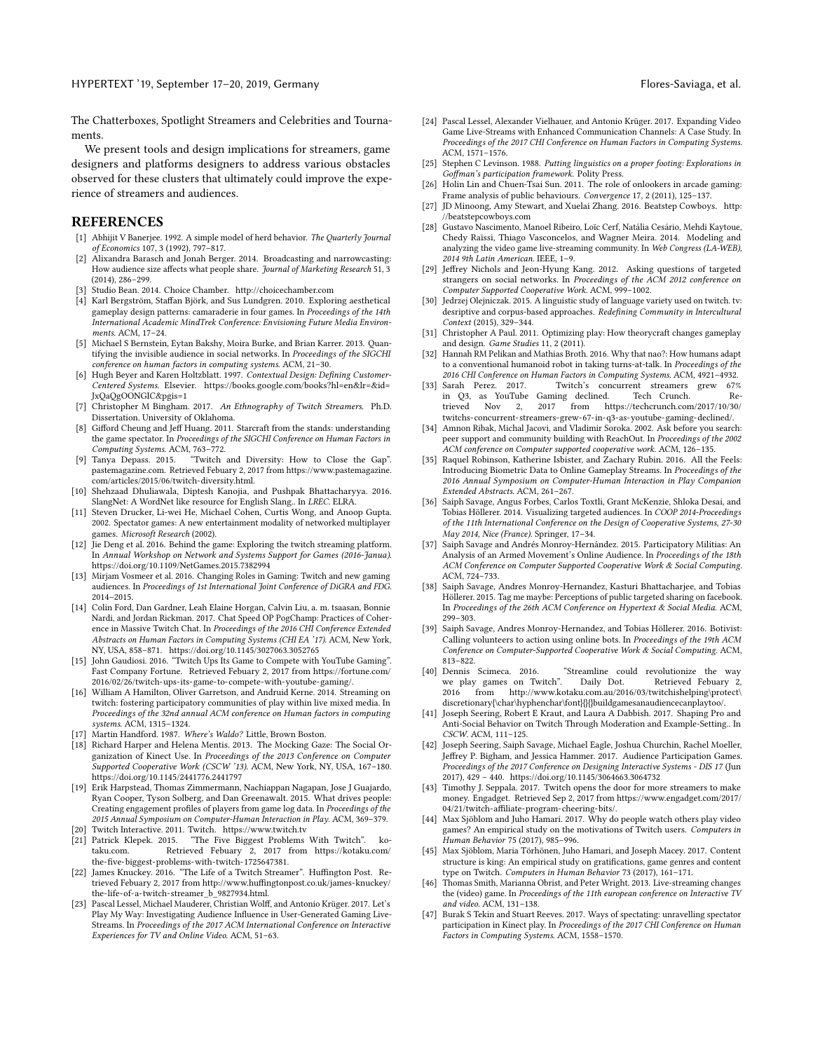The Chatterboxes, Spotlight Streamers and Celebrities and Tournaments.

We present tools and design implications for streamers, game designers and platforms designers to address various obstacles observed for these clusters that ultimately could improve the experience of streamers and audiences.

## REFERENCES

[1] Abhijit V Banerjee. 1992. A simple model of herd behavior. *The Quarterly Journal of Economics* 107, 3 (1992), 797–817.

[2] Alixandra Barasch and Jonah Berger. 2014. Broadcasting and narrowcasting: How audience size affects what people share. *Journal of Marketing Research* 51, 3 (2014), 286–299.

[3] Studio Bean. 2014. Choice Chamber. http://choicechamber.com

[4] Karl Bergström, Staffan Björk, and Sus Lundgren. 2010. Exploring aesthetical gameplay design patterns: camaraderie in four games. In *Proceedings of the 14th International Academic MindTrek Conference: Envisioning Future Media Environments*. ACM, 17–24.

[5] Michael S Bernstein, Eytan Bakshy, Moira Burke, and Brian Karrer. 2013. Quantifying the invisible audience in social networks. In *Proceedings of the SIGCHI conference on human factors in computing systems*. ACM, 21–30.

[6] Hugh Beyer and Karen Holtzblatt. 1997. *Contextual Design: Defining Customer-Centered Systems*. Elsevier. https://books.google.com/books?hl=en&lr=&id=JxQaQgOONGIC&pgis=1

[7] Christopher M Bingham. 2017. *An Ethnography of Twitch Streamers*. Ph.D. Dissertation. University of Oklahoma.

[8] Gifford Cheung and Jeff Huang. 2011. Starcraft from the stands: understanding the game spectator. In *Proceedings of the SIGCHI Conference on Human Factors in Computing Systems*. ACM, 763–772.

[9] Tanya Depass. 2015. "Twitch and Diversity: How to Close the Gap". pastemagazine.com. Retrieved Febuary 2, 2017 from https://www.pastemagazine.com/articles/2015/06/twitch-diversity.html.

[10] Shehzaad Dhuliawala, Diptesh Kanojia, and Pushpak Bhattacharyya. 2016. SlangNet: A WordNet like resource for English Slang.. In *LREC*. ELRA.

[11] Steven Drucker, Li-wei He, Michael Cohen, Curtis Wong, and Anoop Gupta. 2002. Spectator games: A new entertainment modality of networked multiplayer games. *Microsoft Research* (2002).

[12] Jie Deng et al. 2016. Behind the game: Exploring the twitch streaming platform. In *Annual Workshop on Network and Systems Support for Games (2016-Janua)*. https://doi.org/10.1109/NetGames.2015.7382994

[13] Mirjam Vosmeer et al. 2016. Changing Roles in Gaming: Twitch and new gaming audiences. In *Proceedings of 1st International Joint Conference of DiGRA and FDG*. 2014–2015.

[14] Colin Ford, Dan Gardner, Leah Elaine Horgan, Calvin Liu, a. m. tsaasan, Bonnie Nardi, and Jordan Rickman. 2017. Chat Speed OP PogChamp: Practices of Coherence in Massive Twitch Chat. In *Proceedings of the 2016 CHI Conference Extended Abstracts on Human Factors in Computing Systems (CHI EA '17)*. ACM, New York, NY, USA, 858–871. https://doi.org/10.1145/3027063.3052765

[15] John Gaudiosi. 2016. "Twitch Ups Its Game to Compete with YouTube Gaming". Fast Company Fortune. Retrieved Febuary 2, 2017 from https://fortune.com/2016/02/26/twitch-ups-its-game-to-compete-with-youtube-gaming/.

[16] William A Hamilton, Oliver Garretson, and Andruid Kerne. 2014. Streaming on twitch: fostering participatory communities of play within live mixed media. In *Proceedings of the 32nd annual ACM conference on Human factors in computing systems*. ACM, 1315–1324.

[17] Martin Handford. 1987. *Where's Waldo?* Little, Brown Boston.

[18] Richard Harper and Helena Mentis. 2013. The Mocking Gaze: The Social Organization of Kinect Use. In *Proceedings of the 2013 Conference on Computer Supported Cooperative Work (CSCW '13)*. ACM, New York, NY, USA, 167–180. https://doi.org/10.1145/2441776.2441797

[19] Erik Harpstead, Thomas Zimmermann, Nachiappan Nagapan, Jose J Guajardo, Ryan Cooper, Tyson Solberg, and Dan Greenawalt. 2015. What drives people: Creating engagement profiles of players from game log data. In *Proceedings of the 2015 Annual Symposium on Computer-Human Interaction in Play*. ACM, 369–379.

[20] Twitch Interactive. 2011. Twitch. https://www.twitch.tv

[21] Patrick Klepek. 2015. "The Five Biggest Problems With Twitch". kotaku.com. Retrieved Febuary 2, 2017 from https://kotaku.com/the-five-biggest-problems-with-twitch-1725647381.

[22] James Knuckey. 2016. "The Life of a Twitch Streamer". Huffington Post. Retrieved Febuary 2, 2017 from http://www.huffingtonpost.co.uk/james-knuckey/the-life-of-a-twitch-streamer_b_9827934.html.

[23] Pascal Lessel, Michael Mauderer, Christian Wolff, and Antonio Krüger. 2017. Let's Play My Way: Investigating Audience Influence in User-Generated Gaming Live-Streams. In *Proceedings of the 2017 ACM International Conference on Interactive Experiences for TV and Online Video*. ACM, 51–63.

[24] Pascal Lessel, Alexander Vielhauer, and Antonio Krüger. 2017. Expanding Video Game Live-Streams with Enhanced Communication Channels: A Case Study. In *Proceedings of the 2017 CHI Conference on Human Factors in Computing Systems*. ACM, 1571–1576.

[25] Stephen C Levinson. 1988. *Putting linguistics on a proper footing: Explorations in Goffman's participation framework*. Polity Press.

[26] Holin Lin and Chuen-Tsai Sun. 2011. The role of onlookers in arcade gaming: Frame analysis of public behaviours. *Convergence* 17, 2 (2011), 125–137.

[27] JD Minoong, Amy Stewart, and Xuelai Zhang. 2016. Beatstep Cowboys. http://beatstepcowboys.com

[28] Gustavo Nascimento, Manoel Ribeiro, Loïc Cerf, Natália Cesário, Mehdi Kaytoue, Chedy Raïssi, Thiago Vasconcelos, and Wagner Meira. 2014. Modeling and analyzing the video game live-streaming community. In *Web Congress (LA-WEB), 2014 9th Latin American*. IEEE, 1–9.

[29] Jeffrey Nichols and Jeon-Hyung Kang. 2012. Asking questions of targeted strangers on social networks. In *Proceedings of the ACM 2012 conference on Computer Supported Cooperative Work*. ACM, 999–1002.

[30] Jedrzej Olejniczak. 2015. A linguistic study of language variety used on twitch. tv: desriptive and corpus-based approaches. *Redefining Community in Intercultural Context* (2015), 329–344.

[31] Christopher A Paul. 2011. Optimizing play: How theorycraft changes gameplay and design. *Game Studies* 11, 2 (2011).

[32] Hannah RM Pelikan and Mathias Broth. 2016. Why that nao?: How humans adapt to a conventional humanoid robot in taking turns-at-talk. In *Proceedings of the 2016 CHI Conference on Human Factors in Computing Systems*. ACM, 4921–4932.

[33] Sarah Perez. 2017. Twitch's concurrent streamers grew 67% in Q3, as YouTube Gaming declined. Tech Crunch. Retrieved Nov 2, 2017 from https://techcrunch.com/2017/10/30/twitchs-concurrent-streamers-grew-67-in-q3-as-youtube-gaming-declined/.

[34] Amnon Ribak, Michal Jacovi, and Vladimir Soroka. 2002. Ask before you search: peer support and community building with ReachOut. In *Proceedings of the 2002 ACM conference on Computer supported cooperative work*. ACM, 126–135.

[35] Raquel Robinson, Katherine Isbister, and Zachary Rubin. 2016. All the Feels: Introducing Biometric Data to Online Gameplay Streams. In *Proceedings of the 2016 Annual Symposium on Computer-Human Interaction in Play Companion Extended Abstracts*. ACM, 261–267.

[36] Saiph Savage, Angus Forbes, Carlos Toxtli, Grant McKenzie, Shloka Desai, and Tobias Höllerer. 2014. Visualizing targeted audiences. In *COOP 2014-Proceedings of the 11th International Conference on the Design of Cooperative Systems, 27-30 May 2014, Nice (France)*. Springer, 17–34.

[37] Saiph Savage and Andrés Monroy-Hernández. 2015. Participatory Militias: An Analysis of an Armed Movement's Online Audience. In *Proceedings of the 18th ACM Conference on Computer Supported Cooperative Work & Social Computing*. ACM, 724–733.

[38] Saiph Savage, Andres Monroy-Hernandez, Kasturi Bhattacharjee, and Tobias Höllerer. 2015. Tag me maybe: Perceptions of public targeted sharing on facebook. In *Proceedings of the 26th ACM Conference on Hypertext & Social Media*. ACM, 299–303.

[39] Saiph Savage, Andres Monroy-Hernandez, and Tobias Höllerer. 2016. Botivist: Calling volunteers to action using online bots. In *Proceedings of the 19th ACM Conference on Computer-Supported Cooperative Work & Social Computing*. ACM, 813–822.

[40] Dennis Scimeca. 2016. "Streamline could revolutionize the way we play games on Twitch". Daily Dot. Retrieved Febuary 2, 2016 from http://www.kotaku.com.au/2016/03/twitchishelping\protect\discretionary{\char\hyphenchar\font}{}{}buildgamesanaudiencecanplaytoo/.

[41] Joseph Seering, Robert E Kraut, and Laura A Dabbish. 2017. Shaping Pro and Anti-Social Behavior on Twitch Through Moderation and Example-Setting.. In *CSCW*. ACM, 111–125.

[42] Joseph Seering, Saiph Savage, Michael Eagle, Joshua Churchin, Rachel Moeller, Jeffrey P. Bigham, and Jessica Hammer. 2017. Audience Participation Games. *Proceedings of the 2017 Conference on Designing Interactive Systems - DIS 17* (Jun 2017), 429 – 440. https://doi.org/10.1145/3064663.3064732

[43] Timothy J. Seppala. 2017. Twitch opens the door for more streamers to make money. Engadget. Retrieved Sep 2, 2017 from https://www.engadget.com/2017/04/21/twitch-affiliate-program-cheering-bits/.

[44] Max Sjöblom and Juho Hamari. 2017. Why do people watch others play video games? An empirical study on the motivations of Twitch users. *Computers in Human Behavior* 75 (2017), 985–996.

[45] Max Sjöblom, Maria Törhönen, Juho Hamari, and Joseph Macey. 2017. Content structure is king: An empirical study on gratifications, game genres and content type on Twitch. *Computers in Human Behavior* 73 (2017), 161–171.

[46] Thomas Smith, Marianna Obrist, and Peter Wright. 2013. Live-streaming changes the (video) game. In *Proceedings of the 11th european conference on Interactive TV and video*. ACM, 131–138.

[47] Burak S Tekin and Stuart Reeves. 2017. Ways of spectating: unravelling spectator participation in Kinect play. In *Proceedings of the 2017 CHI Conference on Human Factors in Computing Systems*. ACM, 1558–1570.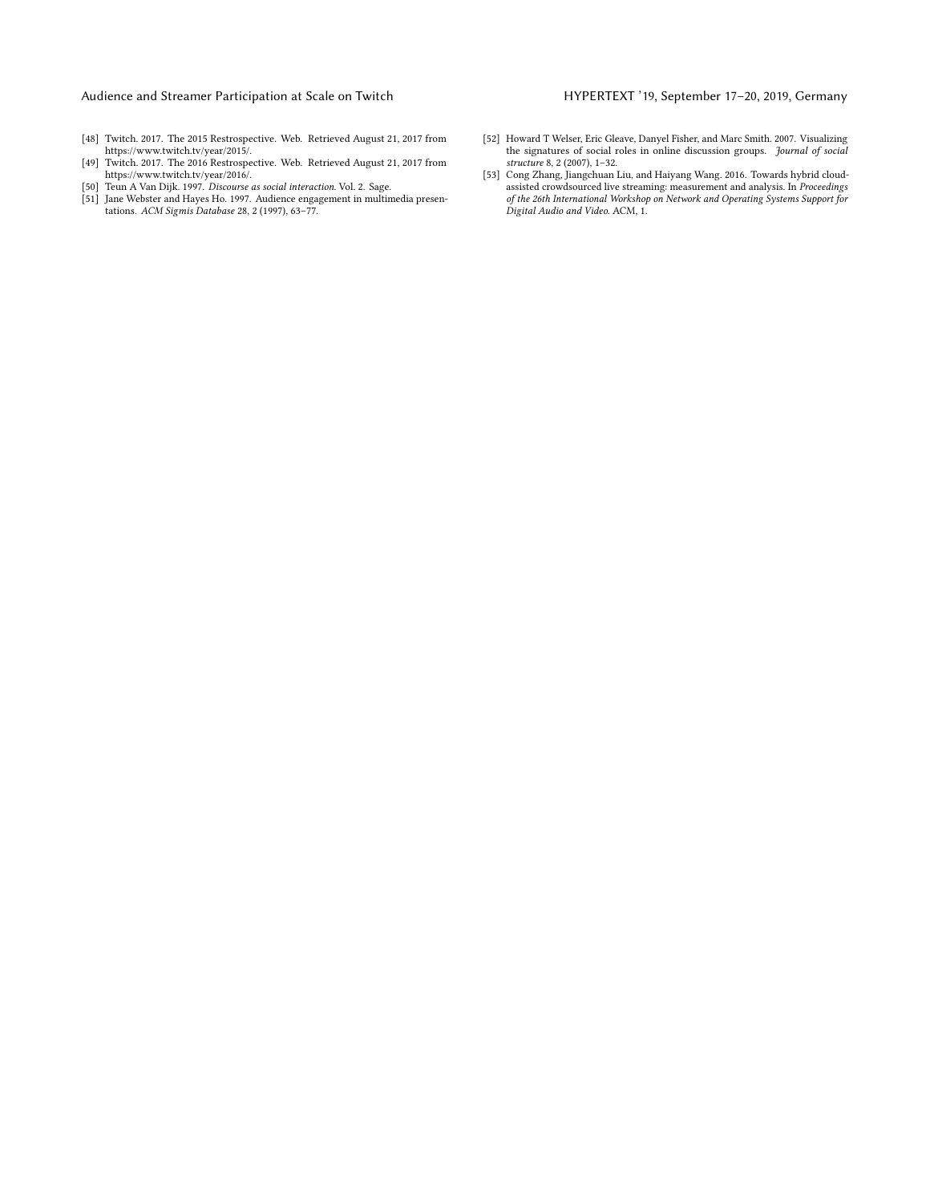[48] Twitch. 2017. The 2015 Restrospective. Web. Retrieved August 21, 2017 from https://www.twitch.tv/year/2015/.

[49] Twitch. 2017. The 2016 Restrospective. Web. Retrieved August 21, 2017 from https://www.twitch.tv/year/2016/.

[50] Teun A Van Dijk. 1997. *Discourse as social interaction*. Vol. 2. Sage.

[51] Jane Webster and Hayes Ho. 1997. Audience engagement in multimedia presentations. *ACM Sigmis Database* 28, 2 (1997), 63–77.

[52] Howard T Welser, Eric Gleave, Danyel Fisher, and Marc Smith. 2007. Visualizing the signatures of social roles in online discussion groups. *Journal of social structure* 8, 2 (2007), 1–32.

[53] Cong Zhang, Jiangchuan Liu, and Haiyang Wang. 2016. Towards hybrid cloud-assisted crowdsourced live streaming: measurement and analysis. In *Proceedings of the 26th International Workshop on Network and Operating Systems Support for Digital Audio and Video*. ACM, 1.